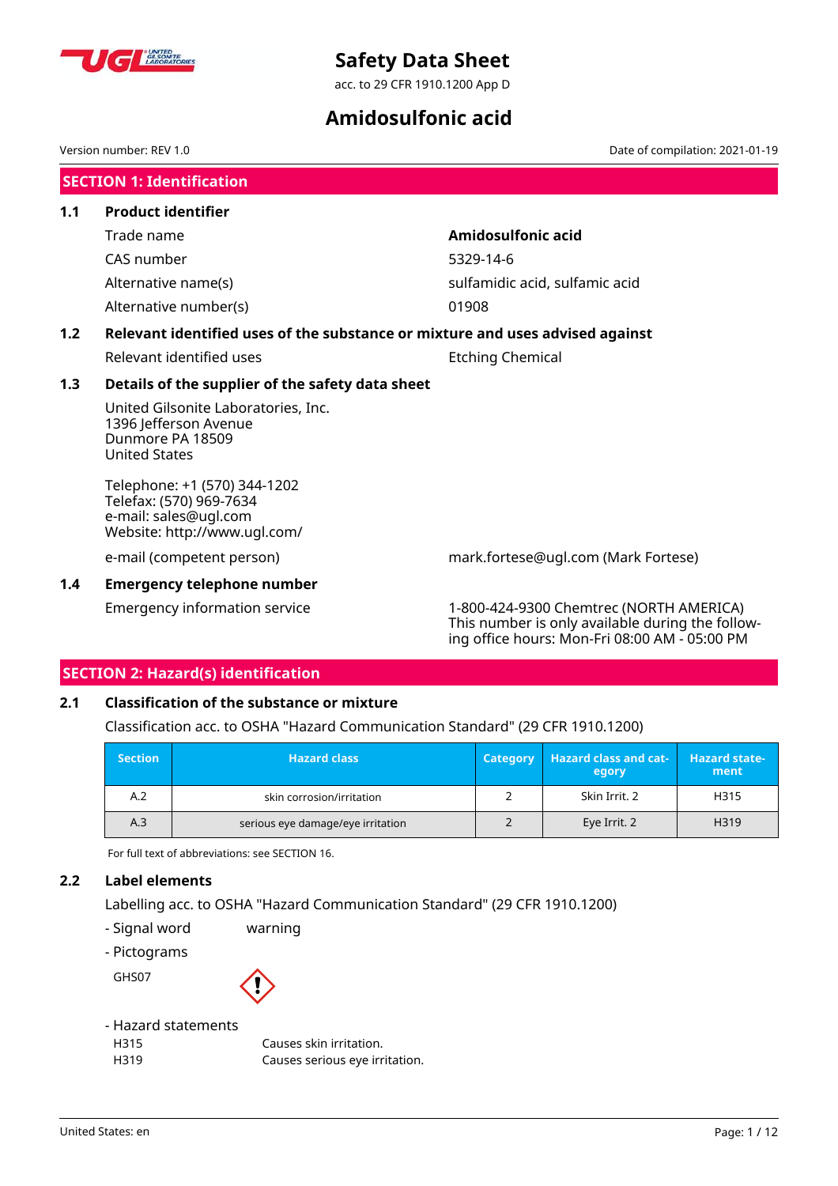# Safety Data Sheet

acc. to 29 CFR 1910.1200 App D

# Amidosulfonic acid

Version number: REV 1.0

Date of compilation: 2021-01-19

## SECTION 1: Identification

### 1.1 Product identifier

| | |
|---|---|
| Trade name | **Amidosulfonic acid** |
| CAS number | 5329-14-6 |
| Alternative name(s) | sulfamidic acid, sulfamic acid |
| Alternative number(s) | 01908 |

### 1.2 Relevant identified uses of the substance or mixture and uses advised against

| | |
|---|---|
| Relevant identified uses | Etching Chemical |

### 1.3 Details of the supplier of the safety data sheet

United Gilsonite Laboratories, Inc.
1396 Jefferson Avenue
Dunmore PA 18509
United States

Telephone: +1 (570) 344-1202
Telefax: (570) 969-7634
e-mail: sales@ugl.com
Website: http://www.ugl.com/

| | |
|---|---|
| e-mail (competent person) | mark.fortese@ugl.com (Mark Fortese) |

### 1.4 Emergency telephone number

| | |
|---|---|
| Emergency information service | 1-800-424-9300 Chemtrec (NORTH AMERICA) This number is only available during the following office hours: Mon-Fri 08:00 AM - 05:00 PM |

## SECTION 2: Hazard(s) identification

### 2.1 Classification of the substance or mixture

Classification acc. to OSHA "Hazard Communication Standard" (29 CFR 1910.1200)

| Section | Hazard class | Category | Hazard class and category | Hazard statement |
|---|---|---|---|---|
| A.2 | skin corrosion/irritation | 2 | Skin Irrit. 2 | H315 |
| A.3 | serious eye damage/eye irritation | 2 | Eye Irrit. 2 | H319 |

For full text of abbreviations: see SECTION 16.

### 2.2 Label elements

Labelling acc. to OSHA "Hazard Communication Standard" (29 CFR 1910.1200)

- Signal word: warning
- Pictograms

GHS07

- Hazard statements

| | |
|---|---|
| H315 | Causes skin irritation. |
| H319 | Causes serious eye irritation. |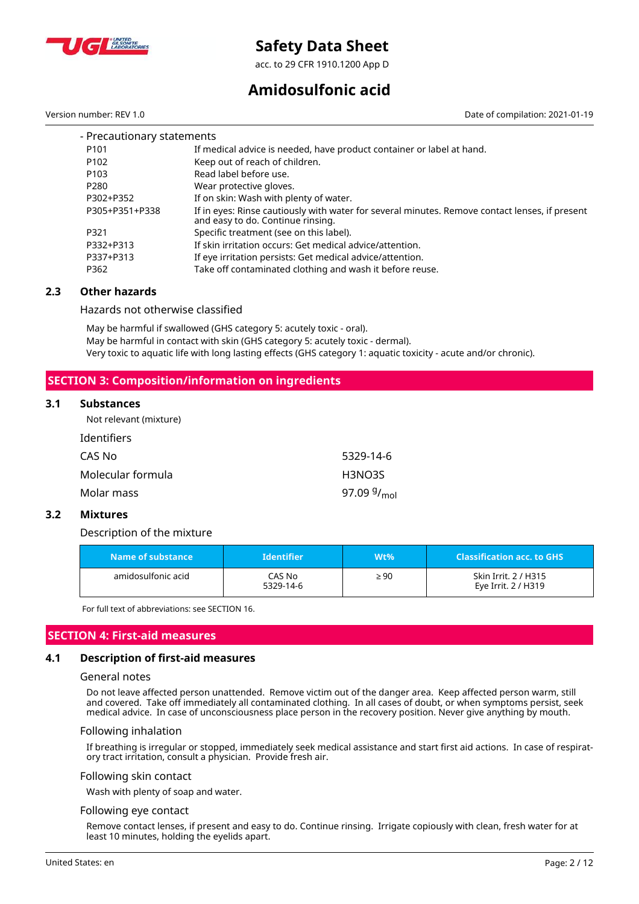- Precautionary statements

| | |
|---|---|
| P101 | If medical advice is needed, have product container or label at hand. |
| P102 | Keep out of reach of children. |
| P103 | Read label before use. |
| P280 | Wear protective gloves. |
| P302+P352 | If on skin: Wash with plenty of water. |
| P305+P351+P338 | If in eyes: Rinse cautiously with water for several minutes. Remove contact lenses, if present and easy to do. Continue rinsing. |
| P321 | Specific treatment (see on this label). |
| P332+P313 | If skin irritation occurs: Get medical advice/attention. |
| P337+P313 | If eye irritation persists: Get medical advice/attention. |
| P362 | Take off contaminated clothing and wash it before reuse. |

### 2.3 Other hazards

Hazards not otherwise classified

May be harmful if swallowed (GHS category 5: acutely toxic - oral).
May be harmful in contact with skin (GHS category 5: acutely toxic - dermal).
Very toxic to aquatic life with long lasting effects (GHS category 1: aquatic toxicity - acute and/or chronic).

## SECTION 3: Composition/information on ingredients

### 3.1 Substances

Not relevant (mixture)

Identifiers

| | |
|---|---|
| CAS No | 5329-14-6 |
| Molecular formula | H3NO3S |
| Molar mass | 97.09 $^{g}/_{mol}$ |

### 3.2 Mixtures

Description of the mixture

| Name of substance | Identifier | Wt% | Classification acc. to GHS |
|---|---|---|---|
| amidosulfonic acid | CAS No 5329-14-6 | ≥ 90 | Skin Irrit. 2 / H315<br>Eye Irrit. 2 / H319 |

For full text of abbreviations: see SECTION 16.

## SECTION 4: First-aid measures

### 4.1 Description of first-aid measures

General notes

Do not leave affected person unattended. Remove victim out of the danger area. Keep affected person warm, still and covered. Take off immediately all contaminated clothing. In all cases of doubt, or when symptoms persist, seek medical advice. In case of unconsciousness place person in the recovery position. Never give anything by mouth.

Following inhalation

If breathing is irregular or stopped, immediately seek medical assistance and start first aid actions. In case of respiratory tract irritation, consult a physician. Provide fresh air.

Following skin contact

Wash with plenty of soap and water.

Following eye contact

Remove contact lenses, if present and easy to do. Continue rinsing. Irrigate copiously with clean, fresh water for at least 10 minutes, holding the eyelids apart.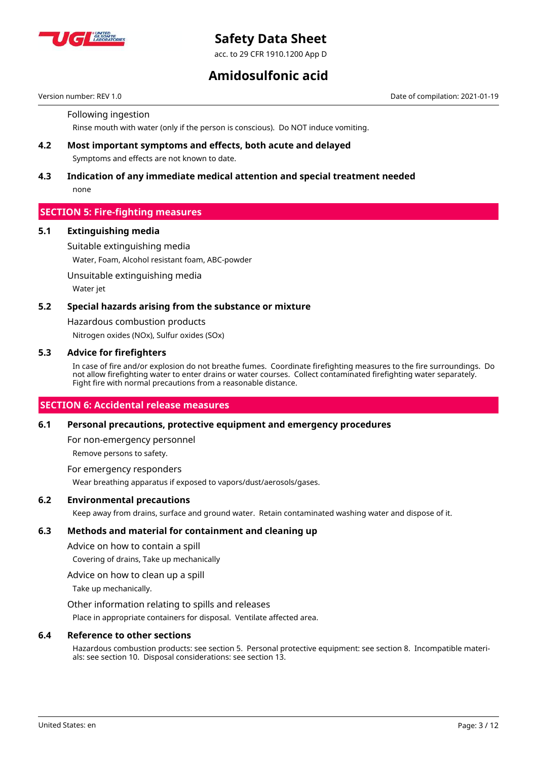Following ingestion

Rinse mouth with water (only if the person is conscious). Do NOT induce vomiting.

### 4.2 Most important symptoms and effects, both acute and delayed

Symptoms and effects are not known to date.

### 4.3 Indication of any immediate medical attention and special treatment needed

none

## SECTION 5: Fire-fighting measures

### 5.1 Extinguishing media

Suitable extinguishing media

Water, Foam, Alcohol resistant foam, ABC-powder

Unsuitable extinguishing media

Water jet

### 5.2 Special hazards arising from the substance or mixture

Hazardous combustion products

Nitrogen oxides (NOx), Sulfur oxides (SOx)

### 5.3 Advice for firefighters

In case of fire and/or explosion do not breathe fumes. Coordinate firefighting measures to the fire surroundings. Do not allow firefighting water to enter drains or water courses. Collect contaminated firefighting water separately. Fight fire with normal precautions from a reasonable distance.

## SECTION 6: Accidental release measures

### 6.1 Personal precautions, protective equipment and emergency procedures

For non-emergency personnel

Remove persons to safety.

For emergency responders

Wear breathing apparatus if exposed to vapors/dust/aerosols/gases.

### 6.2 Environmental precautions

Keep away from drains, surface and ground water. Retain contaminated washing water and dispose of it.

### 6.3 Methods and material for containment and cleaning up

Advice on how to contain a spill

Covering of drains, Take up mechanically

Advice on how to clean up a spill

Take up mechanically.

Other information relating to spills and releases

Place in appropriate containers for disposal. Ventilate affected area.

### 6.4 Reference to other sections

Hazardous combustion products: see section 5. Personal protective equipment: see section 8. Incompatible materials: see section 10. Disposal considerations: see section 13.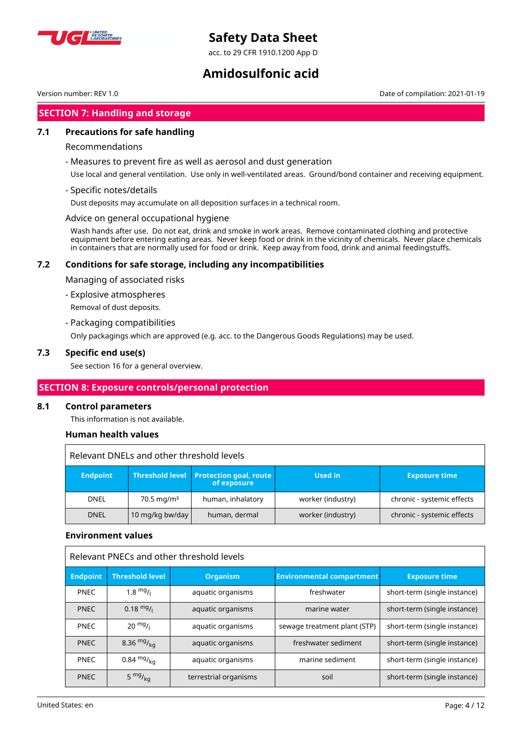## SECTION 7: Handling and storage

### 7.1 Precautions for safe handling

Recommendations

- Measures to prevent fire as well as aerosol and dust generation

Use local and general ventilation. Use only in well-ventilated areas. Ground/bond container and receiving equipment.

- Specific notes/details

Dust deposits may accumulate on all deposition surfaces in a technical room.

Advice on general occupational hygiene

Wash hands after use. Do not eat, drink and smoke in work areas. Remove contaminated clothing and protective equipment before entering eating areas. Never keep food or drink in the vicinity of chemicals. Never place chemicals in containers that are normally used for food or drink. Keep away from food, drink and animal feedingstuffs.

### 7.2 Conditions for safe storage, including any incompatibilities

Managing of associated risks

- Explosive atmospheres

Removal of dust deposits.

- Packaging compatibilities

Only packagings which are approved (e.g. acc. to the Dangerous Goods Regulations) may be used.

### 7.3 Specific end use(s)

See section 16 for a general overview.

## SECTION 8: Exposure controls/personal protection

### 8.1 Control parameters

This information is not available.

#### Human health values

Relevant DNELs and other threshold levels

| Endpoint | Threshold level | Protection goal, route of exposure | Used in | Exposure time |
|---|---|---|---|---|
| DNEL | 70.5 mg/m³ | human, inhalatory | worker (industry) | chronic - systemic effects |
| DNEL | 10 mg/kg bw/day | human, dermal | worker (industry) | chronic - systemic effects |

#### Environment values

Relevant PNECs and other threshold levels

| Endpoint | Threshold level | Organism | Environmental compartment | Exposure time |
|---|---|---|---|---|
| PNEC | 1.8 mg/l | aquatic organisms | freshwater | short-term (single instance) |
| PNEC | 0.18 mg/l | aquatic organisms | marine water | short-term (single instance) |
| PNEC | 20 mg/l | aquatic organisms | sewage treatment plant (STP) | short-term (single instance) |
| PNEC | 8.36 mg/kg | aquatic organisms | freshwater sediment | short-term (single instance) |
| PNEC | 0.84 mg/kg | aquatic organisms | marine sediment | short-term (single instance) |
| PNEC | 5 mg/kg | terrestrial organisms | soil | short-term (single instance) |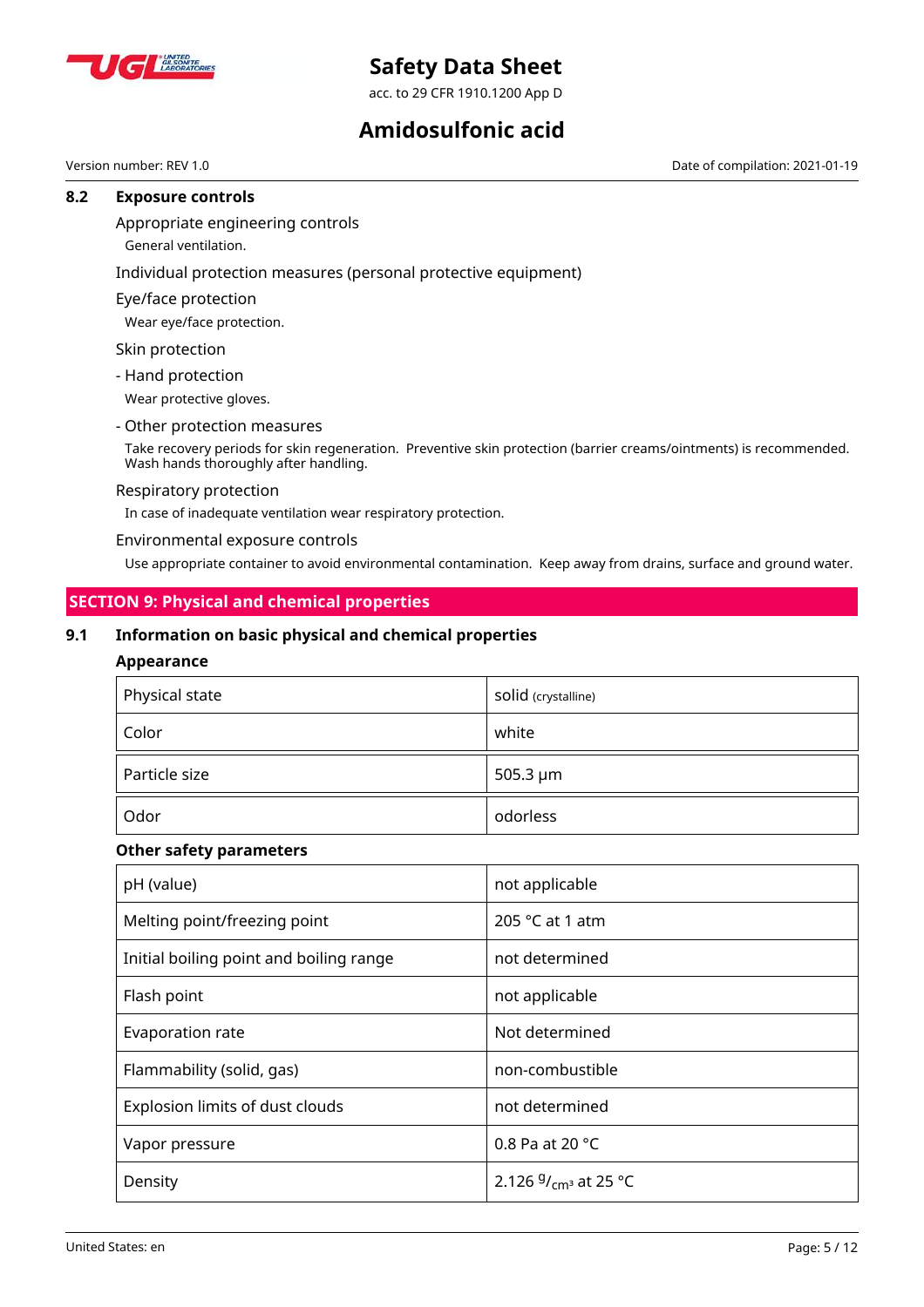### 8.2 Exposure controls

**Appropriate engineering controls**

General ventilation.

**Individual protection measures (personal protective equipment)**

**Eye/face protection**

Wear eye/face protection.

**Skin protection**

**- Hand protection**

Wear protective gloves.

**- Other protection measures**

Take recovery periods for skin regeneration. Preventive skin protection (barrier creams/ointments) is recommended. Wash hands thoroughly after handling.

**Respiratory protection**

In case of inadequate ventilation wear respiratory protection.

**Environmental exposure controls**

Use appropriate container to avoid environmental contamination. Keep away from drains, surface and ground water.

## SECTION 9: Physical and chemical properties

### 9.1 Information on basic physical and chemical properties

**Appearance**

| Property | Value |
|---|---|
| Physical state | solid (crystalline) |
| Color | white |
| Particle size | 505.3 µm |
| Odor | odorless |

**Other safety parameters**

| Property | Value |
|---|---|
| pH (value) | not applicable |
| Melting point/freezing point | 205 °C at 1 atm |
| Initial boiling point and boiling range | not determined |
| Flash point | not applicable |
| Evaporation rate | Not determined |
| Flammability (solid, gas) | non-combustible |
| Explosion limits of dust clouds | not determined |
| Vapor pressure | 0.8 Pa at 20 °C |
| Density | 2.126 $^{g}/_{cm^3}$ at 25 °C |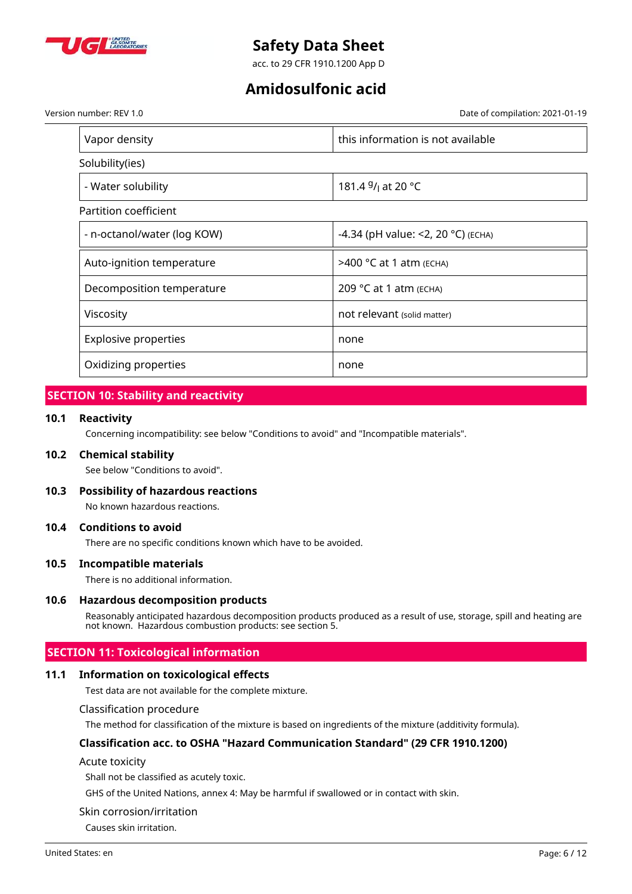| | |
|---|---|
| Vapor density | this information is not available |

Solubility(ies)

| | |
|---|---|
| - Water solubility | 181.4 $^{g}/_{l}$ at 20 °C |

Partition coefficient

| | |
|---|---|
| - n-octanol/water (log KOW) | -4.34 (pH value: <2, 20 °C) (ECHA) |
| Auto-ignition temperature | >400 °C at 1 atm (ECHA) |
| Decomposition temperature | 209 °C at 1 atm (ECHA) |
| Viscosity | not relevant (solid matter) |
| Explosive properties | none |
| Oxidizing properties | none |

## SECTION 10: Stability and reactivity

### 10.1 Reactivity

Concerning incompatibility: see below "Conditions to avoid" and "Incompatible materials".

### 10.2 Chemical stability

See below "Conditions to avoid".

### 10.3 Possibility of hazardous reactions

No known hazardous reactions.

### 10.4 Conditions to avoid

There are no specific conditions known which have to be avoided.

### 10.5 Incompatible materials

There is no additional information.

### 10.6 Hazardous decomposition products

Reasonably anticipated hazardous decomposition products produced as a result of use, storage, spill and heating are not known. Hazardous combustion products: see section 5.

## SECTION 11: Toxicological information

### 11.1 Information on toxicological effects

Test data are not available for the complete mixture.

Classification procedure

The method for classification of the mixture is based on ingredients of the mixture (additivity formula).

**Classification acc. to OSHA "Hazard Communication Standard" (29 CFR 1910.1200)**

Acute toxicity

Shall not be classified as acutely toxic.

GHS of the United Nations, annex 4: May be harmful if swallowed or in contact with skin.

Skin corrosion/irritation

Causes skin irritation.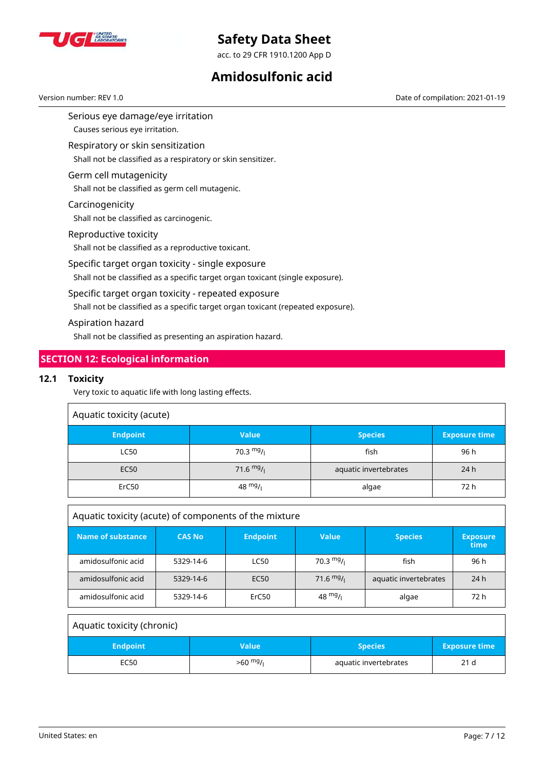### Serious eye damage/eye irritation

Causes serious eye irritation.

### Respiratory or skin sensitization

Shall not be classified as a respiratory or skin sensitizer.

### Germ cell mutagenicity

Shall not be classified as germ cell mutagenic.

### Carcinogenicity

Shall not be classified as carcinogenic.

### Reproductive toxicity

Shall not be classified as a reproductive toxicant.

### Specific target organ toxicity - single exposure

Shall not be classified as a specific target organ toxicant (single exposure).

### Specific target organ toxicity - repeated exposure

Shall not be classified as a specific target organ toxicant (repeated exposure).

### Aspiration hazard

Shall not be classified as presenting an aspiration hazard.

## SECTION 12: Ecological information

### 12.1 Toxicity

Very toxic to aquatic life with long lasting effects.

**Aquatic toxicity (acute)**

| Endpoint | Value | Species | Exposure time |
|---|---|---|---|
| LC50 | 70.3 mg/l | fish | 96 h |
| EC50 | 71.6 mg/l | aquatic invertebrates | 24 h |
| ErC50 | 48 mg/l | algae | 72 h |

**Aquatic toxicity (acute) of components of the mixture**

| Name of substance | CAS No | Endpoint | Value | Species | Exposure time |
|---|---|---|---|---|---|
| amidosulfonic acid | 5329-14-6 | LC50 | 70.3 mg/l | fish | 96 h |
| amidosulfonic acid | 5329-14-6 | EC50 | 71.6 mg/l | aquatic invertebrates | 24 h |
| amidosulfonic acid | 5329-14-6 | ErC50 | 48 mg/l | algae | 72 h |

**Aquatic toxicity (chronic)**

| Endpoint | Value | Species | Exposure time |
|---|---|---|---|
| EC50 | >60 mg/l | aquatic invertebrates | 21 d |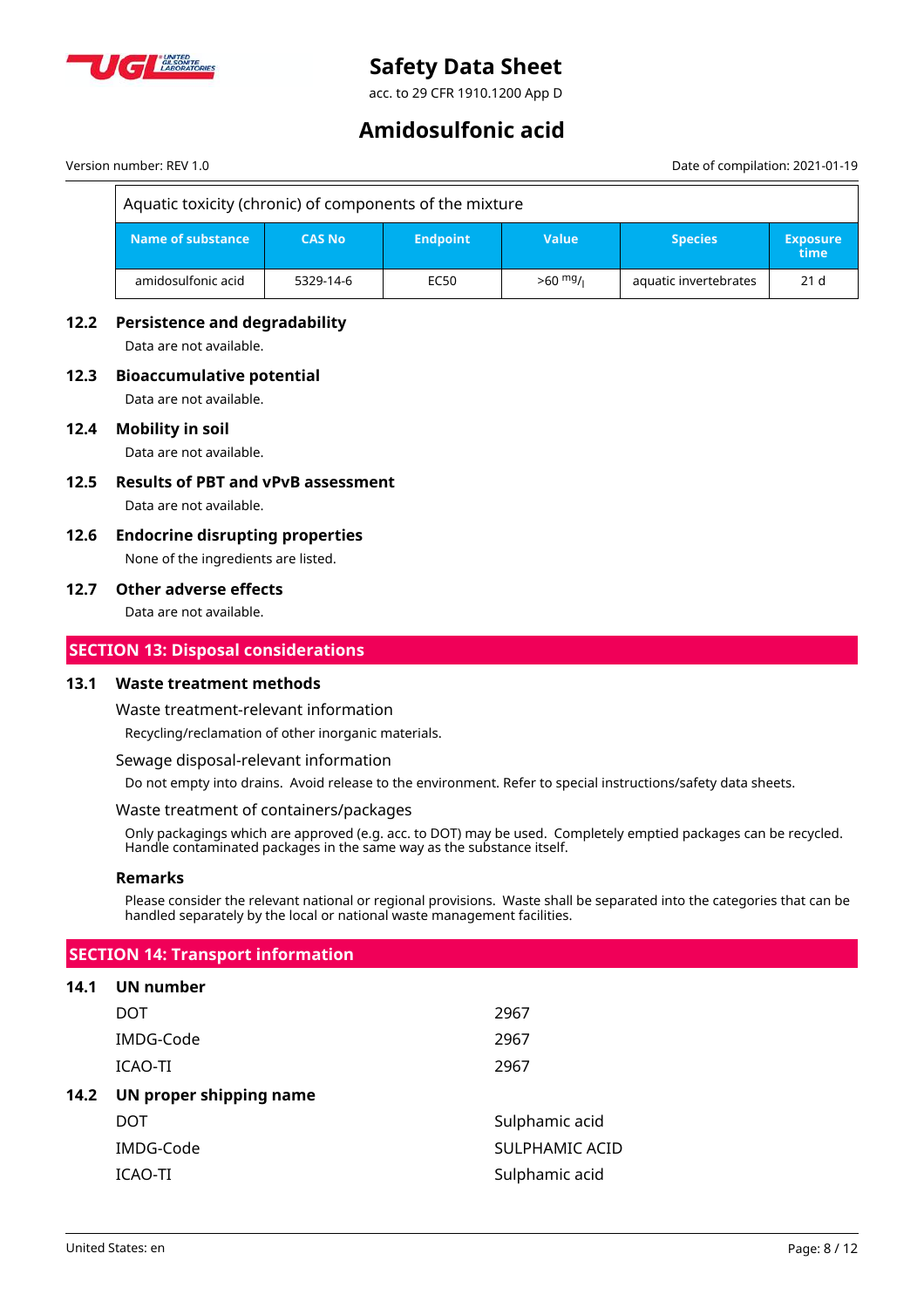| Aquatic toxicity (chronic) of components of the mixture | | | | | |
|---|---|---|---|---|---|
| Name of substance | CAS No | Endpoint | Value | Species | Exposure time |
| amidosulfonic acid | 5329-14-6 | EC50 | >60 $^{mg}/_{l}$ | aquatic invertebrates | 21 d |

## 12.2 Persistence and degradability

Data are not available.

## 12.3 Bioaccumulative potential

Data are not available.

## 12.4 Mobility in soil

Data are not available.

## 12.5 Results of PBT and vPvB assessment

Data are not available.

## 12.6 Endocrine disrupting properties

None of the ingredients are listed.

## 12.7 Other adverse effects

Data are not available.

# SECTION 13: Disposal considerations

## 13.1 Waste treatment methods

### Waste treatment-relevant information

Recycling/reclamation of other inorganic materials.

### Sewage disposal-relevant information

Do not empty into drains. Avoid release to the environment. Refer to special instructions/safety data sheets.

### Waste treatment of containers/packages

Only packagings which are approved (e.g. acc. to DOT) may be used. Completely emptied packages can be recycled. Handle contaminated packages in the same way as the substance itself.

### Remarks

Please consider the relevant national or regional provisions. Waste shall be separated into the categories that can be handled separately by the local or national waste management facilities.

# SECTION 14: Transport information

## 14.1 UN number

| | |
|---|---|
| DOT | 2967 |
| IMDG-Code | 2967 |
| ICAO-TI | 2967 |

## 14.2 UN proper shipping name

| | |
|---|---|
| DOT | Sulphamic acid |
| IMDG-Code | SULPHAMIC ACID |
| ICAO-TI | Sulphamic acid |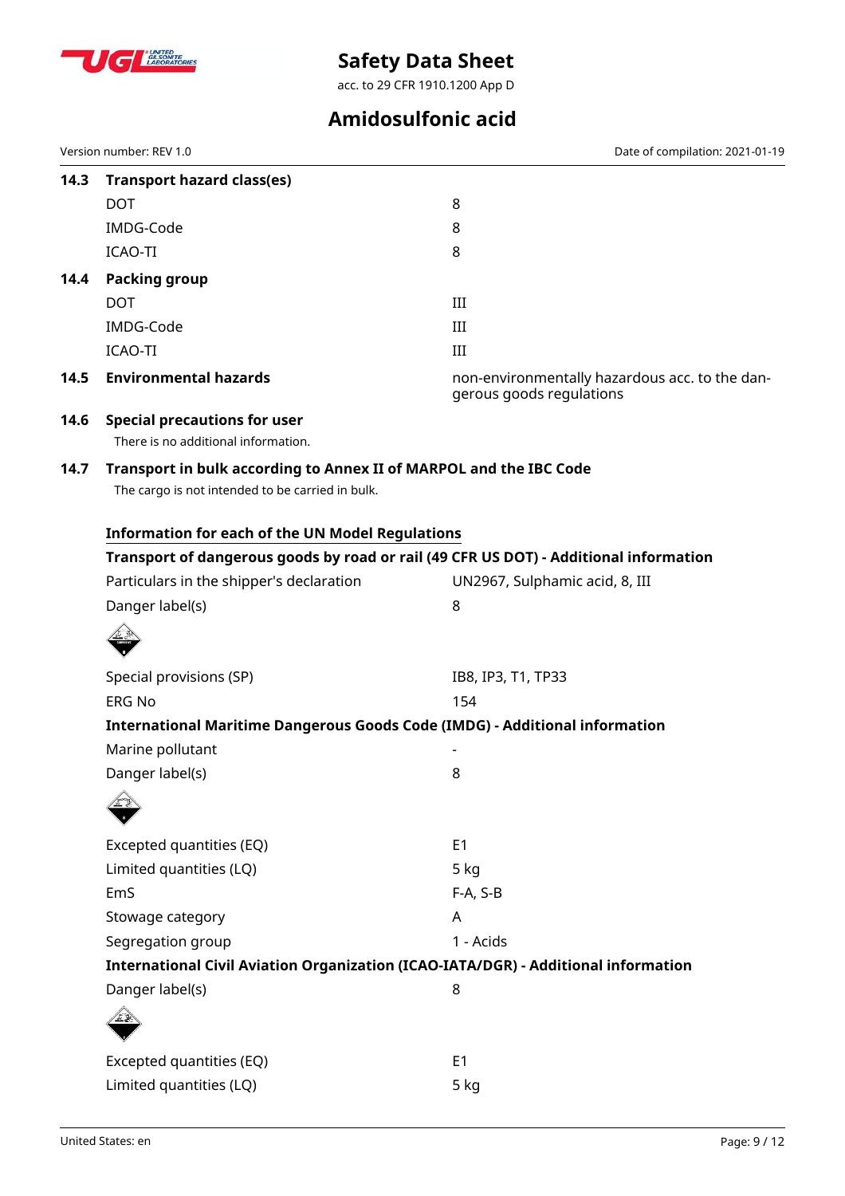### 14.3 Transport hazard class(es)

| | |
|---|---|
| DOT | 8 |
| IMDG-Code | 8 |
| ICAO-TI | 8 |

### 14.4 Packing group

| | |
|---|---|
| DOT | III |
| IMDG-Code | III |
| ICAO-TI | III |

### 14.5 Environmental hazards

non-environmentally hazardous acc. to the dangerous goods regulations

### 14.6 Special precautions for user

There is no additional information.

### 14.7 Transport in bulk according to Annex II of MARPOL and the IBC Code

The cargo is not intended to be carried in bulk.

**Information for each of the UN Model Regulations**

**Transport of dangerous goods by road or rail (49 CFR US DOT) - Additional information**

| | |
|---|---|
| Particulars in the shipper's declaration | UN2967, Sulphamic acid, 8, III |
| Danger label(s) | 8 |
| Special provisions (SP) | IB8, IP3, T1, TP33 |
| ERG No | 154 |

**International Maritime Dangerous Goods Code (IMDG) - Additional information**

| | |
|---|---|
| Marine pollutant | - |
| Danger label(s) | 8 |
| Excepted quantities (EQ) | E1 |
| Limited quantities (LQ) | 5 kg |
| EmS | F-A, S-B |
| Stowage category | A |
| Segregation group | 1 - Acids |

**International Civil Aviation Organization (ICAO-IATA/DGR) - Additional information**

| | |
|---|---|
| Danger label(s) | 8 |
| Excepted quantities (EQ) | E1 |
| Limited quantities (LQ) | 5 kg |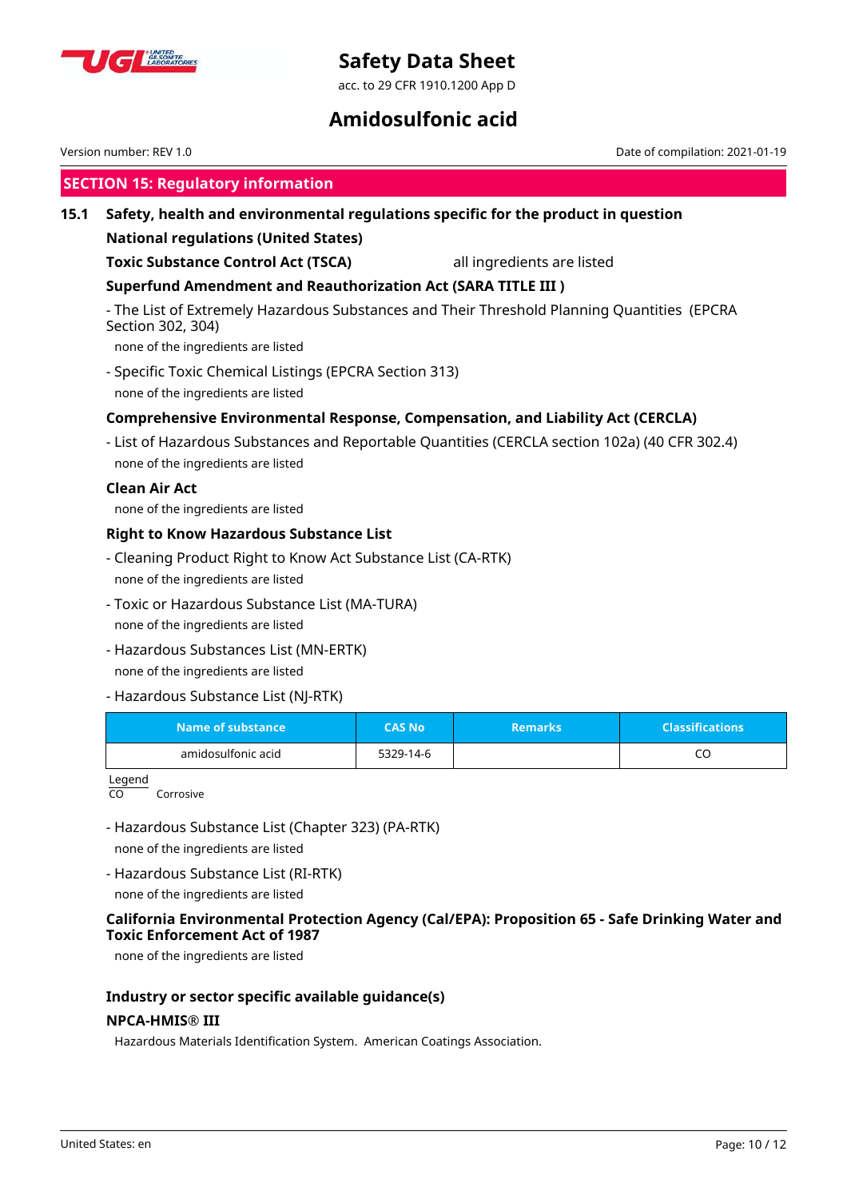## SECTION 15: Regulatory information

### 15.1 Safety, health and environmental regulations specific for the product in question

**National regulations (United States)**

**Toxic Substance Control Act (TSCA)** all ingredients are listed

**Superfund Amendment and Reauthorization Act (SARA TITLE III )**

- The List of Extremely Hazardous Substances and Their Threshold Planning Quantities (EPCRA Section 302, 304)

  none of the ingredients are listed

- Specific Toxic Chemical Listings (EPCRA Section 313)

  none of the ingredients are listed

**Comprehensive Environmental Response, Compensation, and Liability Act (CERCLA)**

- List of Hazardous Substances and Reportable Quantities (CERCLA section 102a) (40 CFR 302.4)

  none of the ingredients are listed

**Clean Air Act**

none of the ingredients are listed

**Right to Know Hazardous Substance List**

- Cleaning Product Right to Know Act Substance List (CA-RTK)

  none of the ingredients are listed

- Toxic or Hazardous Substance List (MA-TURA)

  none of the ingredients are listed

- Hazardous Substances List (MN-ERTK)

  none of the ingredients are listed

- Hazardous Substance List (NJ-RTK)

| Name of substance | CAS No | Remarks | Classifications |
|---|---|---|---|
| amidosulfonic acid | 5329-14-6 | | CO |

Legend
CO Corrosive

- Hazardous Substance List (Chapter 323) (PA-RTK)

  none of the ingredients are listed

- Hazardous Substance List (RI-RTK)

  none of the ingredients are listed

**California Environmental Protection Agency (Cal/EPA): Proposition 65 - Safe Drinking Water and Toxic Enforcement Act of 1987**

none of the ingredients are listed

**Industry or sector specific available guidance(s)**

**NPCA-HMIS® III**

Hazardous Materials Identification System. American Coatings Association.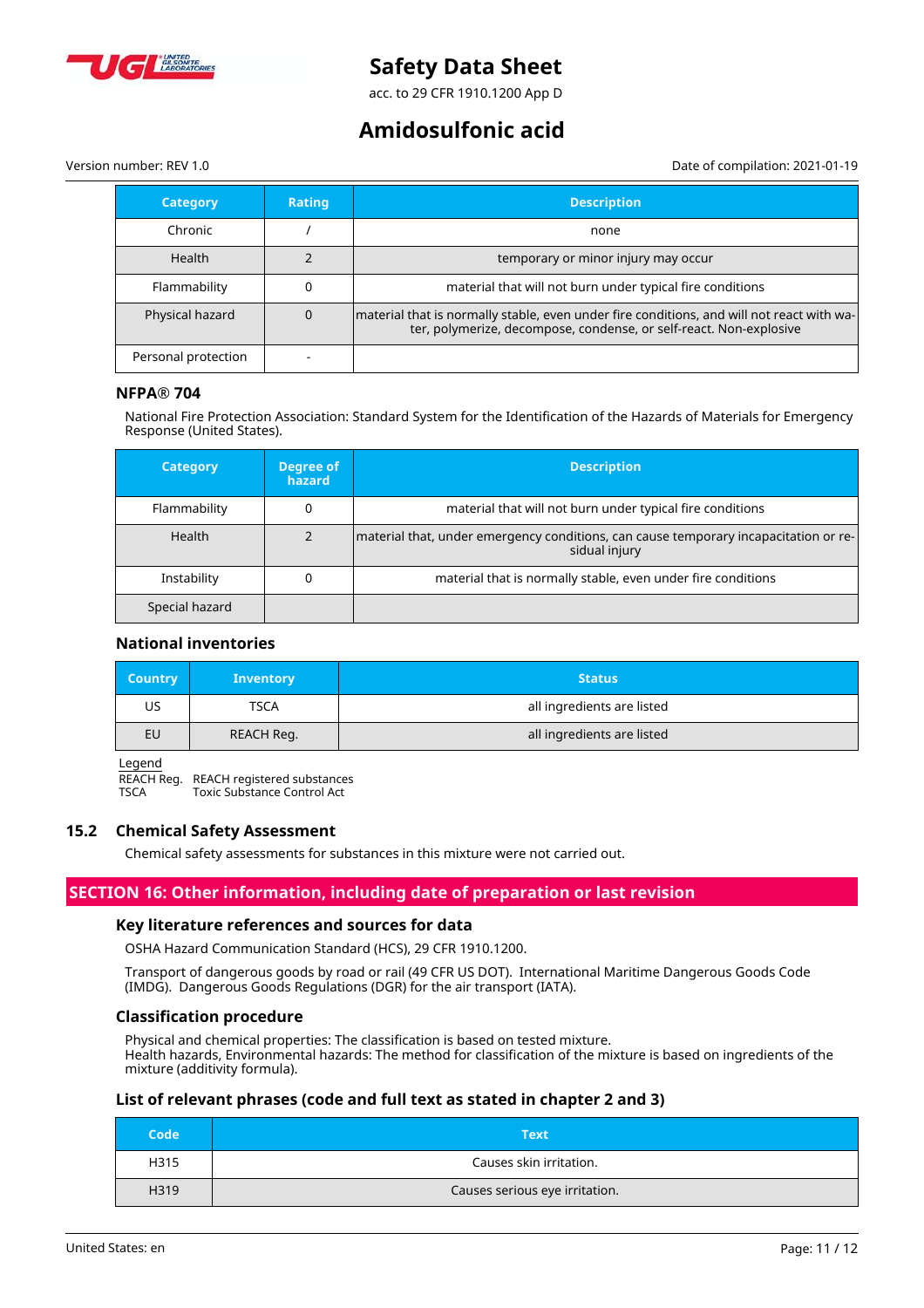| Category | Rating | Description |
|---|---|---|
| Chronic | / | none |
| Health | 2 | temporary or minor injury may occur |
| Flammability | 0 | material that will not burn under typical fire conditions |
| Physical hazard | 0 | material that is normally stable, even under fire conditions, and will not react with water, polymerize, decompose, condense, or self-react. Non-explosive |
| Personal protection | - | |

### NFPA® 704

National Fire Protection Association: Standard System for the Identification of the Hazards of Materials for Emergency Response (United States).

| Category | Degree of hazard | Description |
|---|---|---|
| Flammability | 0 | material that will not burn under typical fire conditions |
| Health | 2 | material that, under emergency conditions, can cause temporary incapacitation or residual injury |
| Instability | 0 | material that is normally stable, even under fire conditions |
| Special hazard | | |

### National inventories

| Country | Inventory | Status |
|---|---|---|
| US | TSCA | all ingredients are listed |
| EU | REACH Reg. | all ingredients are listed |

Legend

REACH Reg. REACH registered substances
TSCA Toxic Substance Control Act

## 15.2 Chemical Safety Assessment

Chemical safety assessments for substances in this mixture were not carried out.

## SECTION 16: Other information, including date of preparation or last revision

### Key literature references and sources for data

OSHA Hazard Communication Standard (HCS), 29 CFR 1910.1200.

Transport of dangerous goods by road or rail (49 CFR US DOT). International Maritime Dangerous Goods Code (IMDG). Dangerous Goods Regulations (DGR) for the air transport (IATA).

### Classification procedure

Physical and chemical properties: The classification is based on tested mixture.
Health hazards, Environmental hazards: The method for classification of the mixture is based on ingredients of the mixture (additivity formula).

### List of relevant phrases (code and full text as stated in chapter 2 and 3)

| Code | Text |
|---|---|
| H315 | Causes skin irritation. |
| H319 | Causes serious eye irritation. |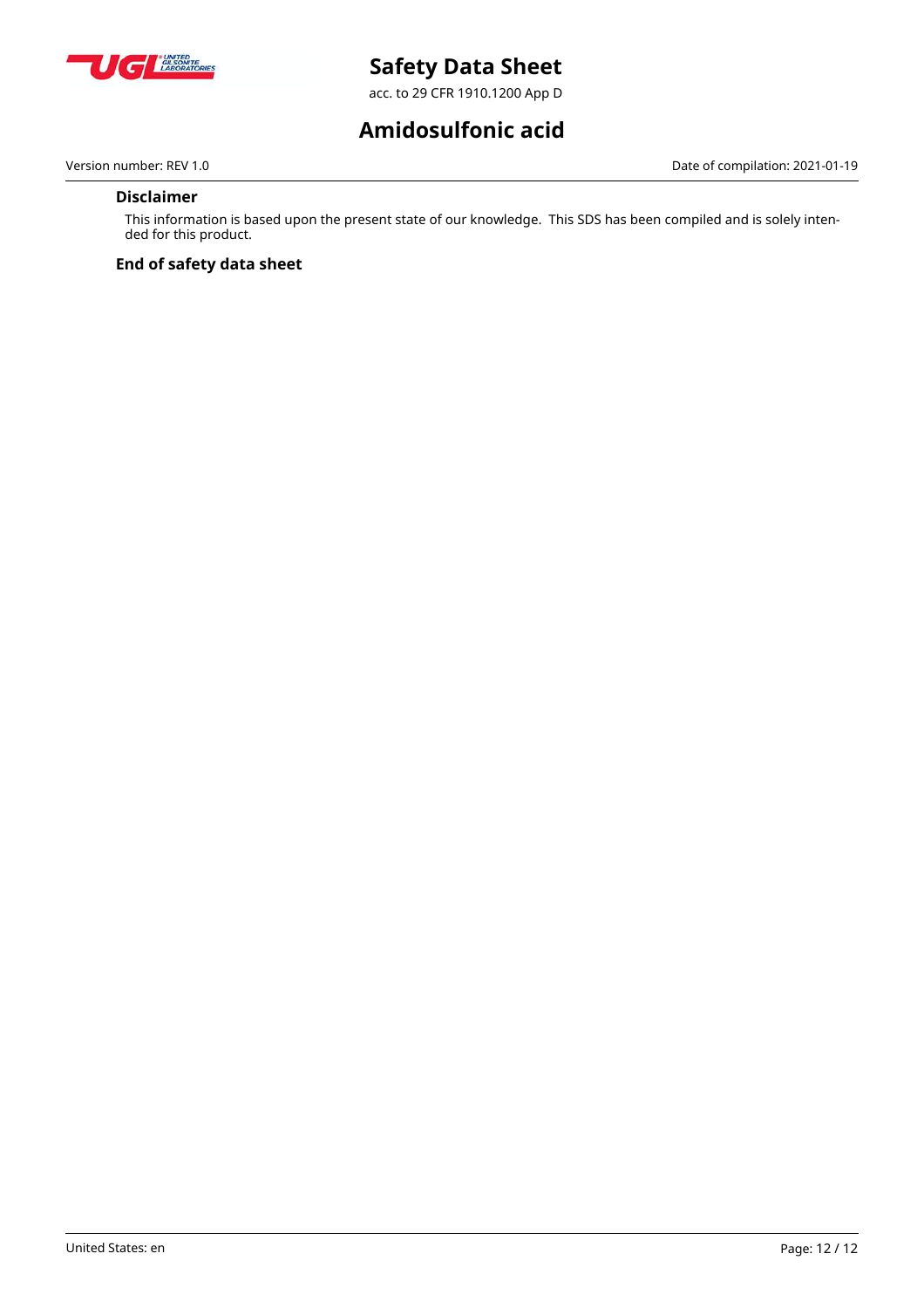### Disclaimer

This information is based upon the present state of our knowledge. This SDS has been compiled and is solely intended for this product.

### End of safety data sheet